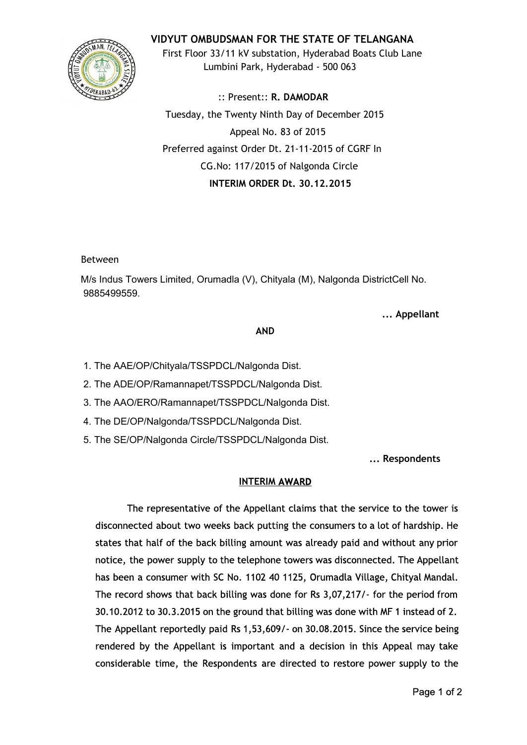# VIDYUT OMBUDSMAN FOR THE STATE OF TELANGANA

First Floor 33/11 kV substation, Hyderabad Boats Club Lane
Lumbini Park, Hyderabad - 500 063

:: Present:: **R. DAMODAR**

Tuesday, the Twenty Ninth Day of December 2015

Appeal No. 83 of 2015

Preferred against Order Dt. 21-11-2015 of CGRF In
CG.No: 117/2015 of Nalgonda Circle

**INTERIM ORDER Dt. 30.12.2015**

Between

M/s Indus Towers Limited, Orumadla (V), Chityala (M), Nalgonda DistrictCell No. 9885499559.

**... Appellant**

**AND**

1. The AAE/OP/Chityala/TSSPDCL/Nalgonda Dist.
2. The ADE/OP/Ramannapet/TSSPDCL/Nalgonda Dist.
3. The AAO/ERO/Ramannapet/TSSPDCL/Nalgonda Dist.
4. The DE/OP/Nalgonda/TSSPDCL/Nalgonda Dist.
5. The SE/OP/Nalgonda Circle/TSSPDCL/Nalgonda Dist.

**... Respondents**

**INTERIM AWARD**

The representative of the Appellant claims that the service to the tower is disconnected about two weeks back putting the consumers to a lot of hardship. He states that half of the back billing amount was already paid and without any prior notice, the power supply to the telephone towers was disconnected. The Appellant has been a consumer with SC No. 1102 40 1125, Orumadla Village, Chityal Mandal. The record shows that back billing was done for Rs 3,07,217/- for the period from 30.10.2012 to 30.3.2015 on the ground that billing was done with MF 1 instead of 2. The Appellant reportedly paid Rs 1,53,609/- on 30.08.2015. Since the service being rendered by the Appellant is important and a decision in this Appeal may take considerable time, the Respondents are directed to restore power supply to the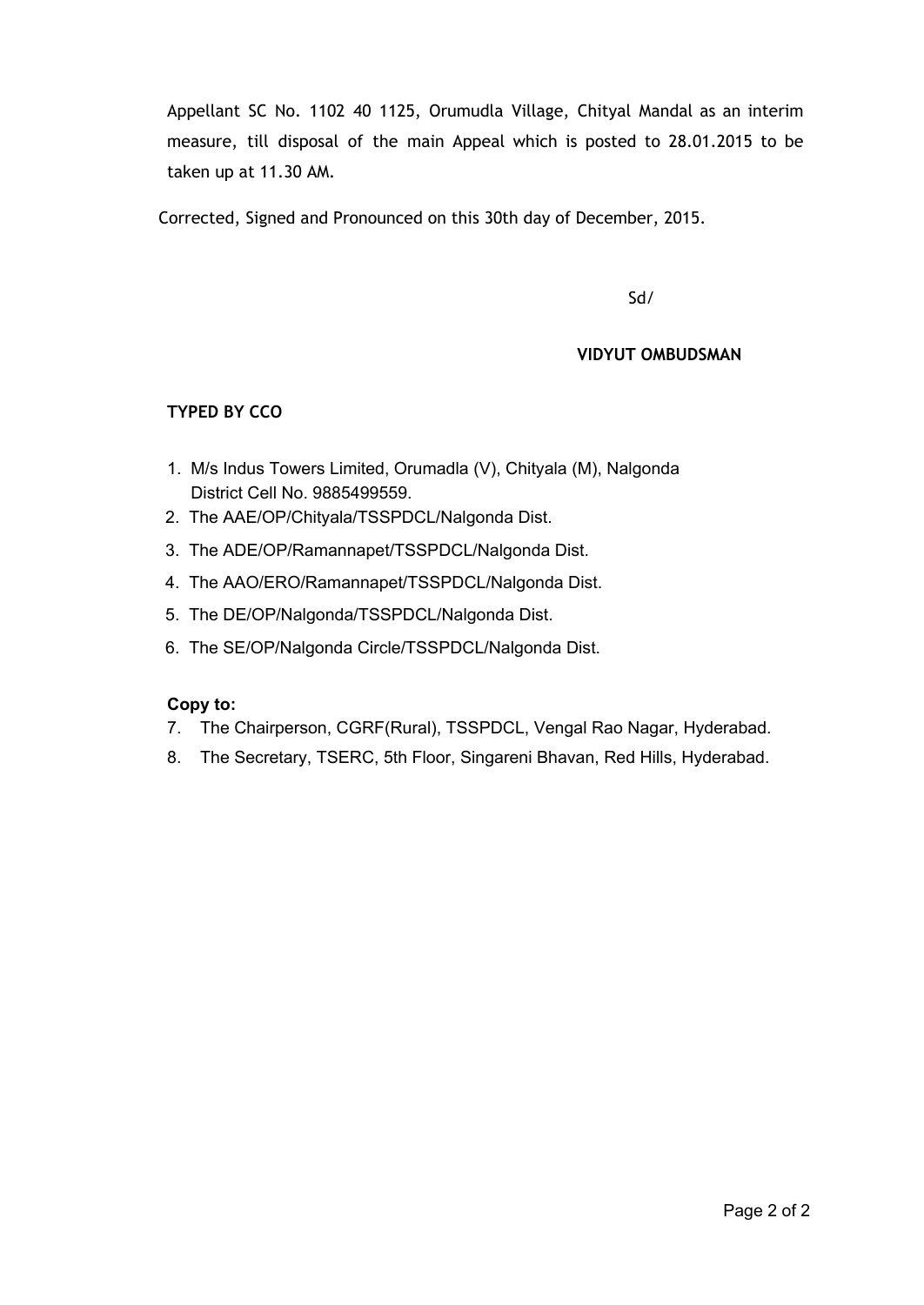Appellant SC No. 1102 40 1125, Orumudla Village, Chityal Mandal as an interim measure, till disposal of the main Appeal which is posted to 28.01.2015 to be taken up at 11.30 AM.

Corrected, Signed and Pronounced on this 30th day of December, 2015.

Sd/

**VIDYUT OMBUDSMAN**

**TYPED BY CCO**

1. M/s Indus Towers Limited, Orumadla (V), Chityala (M), Nalgonda District Cell No. 9885499559.
2. The AAE/OP/Chityala/TSSPDCL/Nalgonda Dist.
3. The ADE/OP/Ramannapet/TSSPDCL/Nalgonda Dist.
4. The AAO/ERO/Ramannapet/TSSPDCL/Nalgonda Dist.
5. The DE/OP/Nalgonda/TSSPDCL/Nalgonda Dist.
6. The SE/OP/Nalgonda Circle/TSSPDCL/Nalgonda Dist.

**Copy to:**

7. The Chairperson, CGRF(Rural), TSSPDCL, Vengal Rao Nagar, Hyderabad.
8. The Secretary, TSERC, 5th Floor, Singareni Bhavan, Red Hills, Hyderabad.